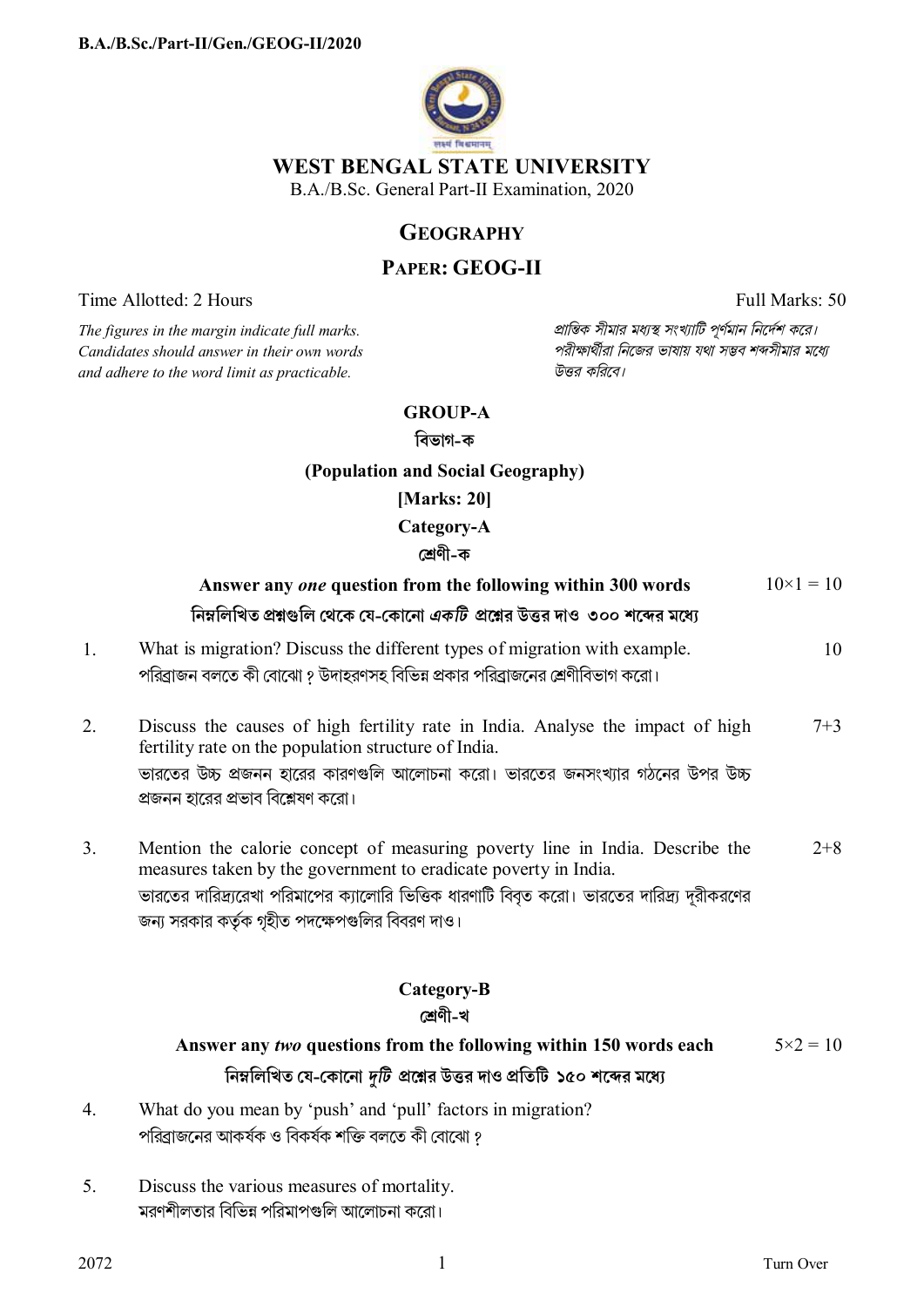# WEST BENGAL STATE UNIVERSITY

B.A./B.Sc. General Part-II Examination, 2020

## GEOGRAPHY

## PAPER: GEOG-II

Time Allotted: 2 Hours  Full Marks: 50

*The figures in the margin indicate full marks. Candidates should answer in their own words and adhere to the word limit as practicable.*

*প্রান্তিক সীমার মধ্যস্থ সংখ্যাটি পূর্ণমান নির্দেশ করে। পরীক্ষার্থীরা নিজের ভাষায় যথা সম্ভব শব্দসীমার মধ্যে উত্তর করিবে।*

### GROUP-A
### বিভাগ-ক
### (Population and Social Geography)
### [Marks: 20]

### Category-A
### শ্রেণী-ক

**Answer any *one* question from the following within 300 words** $10 \times 1 = 10$

**নিম্নলিখিত প্রশ্নগুলি থেকে যে-কোনো *একটি* প্রশ্নের উত্তর দাও ৩০০ শব্দের মধ্যে**

1. What is migration? Discuss the different types of migration with example. 10

   পরিব্রাজন বলতে কী বোঝো ? উদাহরণসহ বিভিন্ন প্রকার পরিব্রাজনের শ্রেণীবিভাগ করো।

2. Discuss the causes of high fertility rate in India. Analyse the impact of high fertility rate on the population structure of India. 7+3

   ভারতের উচ্চ প্রজনন হারের কারণগুলি আলোচনা করো। ভারতের জনসংখ্যার গঠনের উপর উচ্চ প্রজনন হারের প্রভাব বিশ্লেষণ করো।

3. Mention the calorie concept of measuring poverty line in India. Describe the measures taken by the government to eradicate poverty in India. 2+8

   ভারতের দারিদ্র্যরেখা পরিমাপের ক্যালোরি ভিত্তিক ধারণাটি বিবৃত করো। ভারতের দারিদ্র্য দূরীকরণের জন্য সরকার কর্তৃক গৃহীত পদক্ষেপগুলির বিবরণ দাও।

### Category-B
### শ্রেণী-খ

**Answer any *two* questions from the following within 150 words each** $5 \times 2 = 10$

**নিম্নলিখিত যে-কোনো *দুটি* প্রশ্নের উত্তর দাও প্রতিটি ১৫০ শব্দের মধ্যে**

4. What do you mean by 'push' and 'pull' factors in migration?

   পরিব্রাজনের আকর্ষক ও বিকর্ষক শক্তি বলতে কী বোঝো ?

5. Discuss the various measures of mortality.

   মরণশীলতার বিভিন্ন পরিমাপগুলি আলোচনা করো।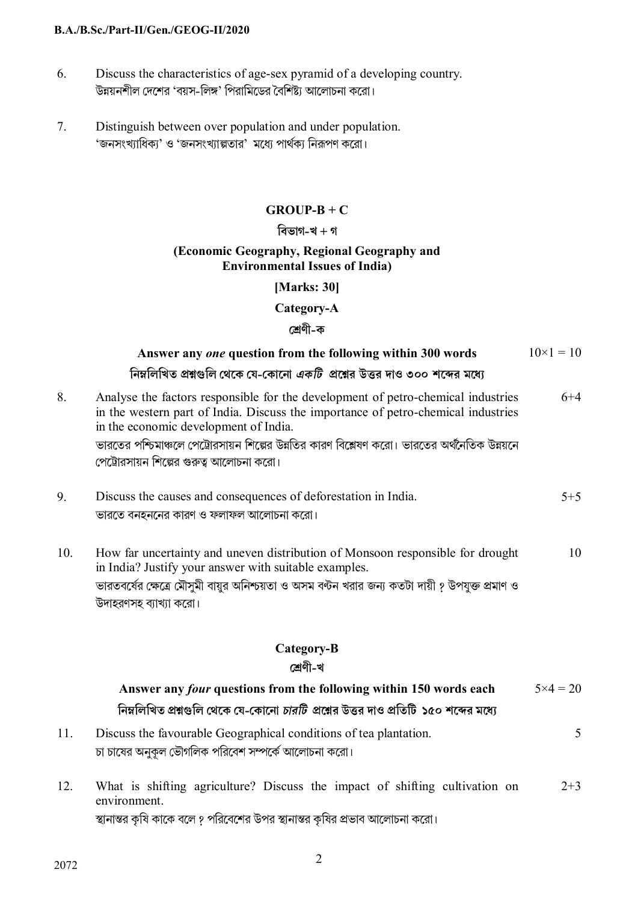6. Discuss the characteristics of age-sex pyramid of a developing country.
উন্নয়নশীল দেশের 'বয়স-লিঙ্গ' পিরামিডের বৈশিষ্ট্য আলোচনা করো।

7. Distinguish between over population and under population.
'জনসংখ্যাধিক্য' ও 'জনসংখ্যাল্পতার' মধ্যে পার্থক্য নিরূপণ করো।

## GROUP-B + C

## বিভাগ-খ + গ

### (Economic Geography, Regional Geography and Environmental Issues of India)

**[Marks: 30]**

### Category-A

### শ্রেণী-ক

**Answer any *one* question from the following within 300 words** $10 \times 1 = 10$

**নিম্নলিখিত প্রশ্নগুলি থেকে যে-কোনো *একটি* প্রশ্নের উত্তর দাও ৩০০ শব্দের মধ্যে**

8. Analyse the factors responsible for the development of petro-chemical industries in the western part of India. Discuss the importance of petro-chemical industries in the economic development of India. 6+4
ভারতের পশ্চিমাঞ্চলে পেট্রোরসায়ন শিল্পের উন্নতির কারণ বিশ্লেষণ করো। ভারতের অর্থনৈতিক উন্নয়নে পেট্রোরসায়ন শিল্পের গুরুত্ব আলোচনা করো।

9. Discuss the causes and consequences of deforestation in India. 5+5
ভারতে বনহননের কারণ ও ফলাফল আলোচনা করো।

10. How far uncertainty and uneven distribution of Monsoon responsible for drought in India? Justify your answer with suitable examples. 10
ভারতবর্ষের ক্ষেত্রে মৌসুমী বায়ুর অনিশ্চয়তা ও অসম বন্টন খরার জন্য কতটা দায়ী ? উপযুক্ত প্রমাণ ও উদাহরণসহ ব্যাখ্যা করো।

### Category-B

### শ্রেণী-খ

**Answer any *four* questions from the following within 150 words each** $5 \times 4 = 20$

**নিম্নলিখিত প্রশ্নগুলি থেকে যে-কোনো *চারটি* প্রশ্নের উত্তর দাও প্রতিটি ১৫০ শব্দের মধ্যে**

11. Discuss the favourable Geographical conditions of tea plantation. 5
চা চাষের অনুকূল ভৌগলিক পরিবেশ সম্পর্কে আলোচনা করো।

12. What is shifting agriculture? Discuss the impact of shifting cultivation on environment. 2+3
স্থানান্তর কৃষি কাকে বলে ? পরিবেশের উপর স্থানান্তর কৃষির প্রভাব আলোচনা করো।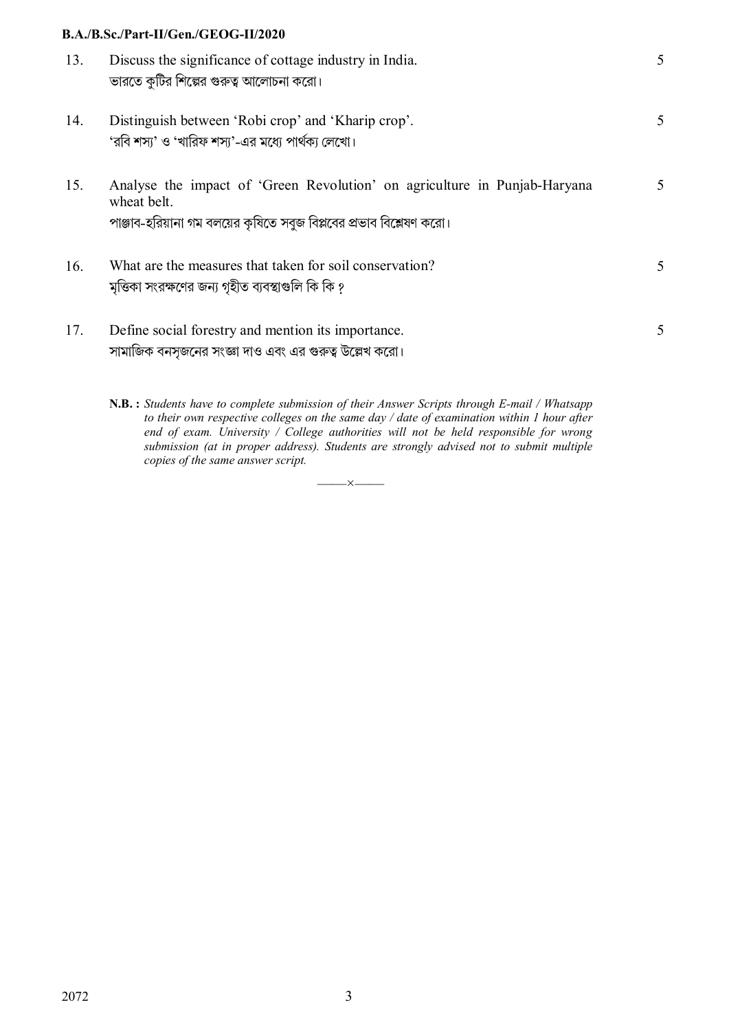13. Discuss the significance of cottage industry in India. 5

ভারতে কুটির শিল্পের গুরুত্ব আলোচনা করো।

14. Distinguish between 'Robi crop' and 'Kharip crop'. 5

'রবি শস্য' ও 'খারিফ শস্য'-এর মধ্যে পার্থক্য লেখো।

15. Analyse the impact of 'Green Revolution' on agriculture in Punjab-Haryana wheat belt. 5

পাঞ্জাব-হরিয়ানা গম বলয়ের কৃষিতে সবুজ বিপ্লবের প্রভাব বিশ্লেষণ করো।

16. What are the measures that taken for soil conservation? 5

মৃত্তিকা সংরক্ষণের জন্য গৃহীত ব্যবস্থাগুলি কি কি ?

17. Define social forestry and mention its importance. 5

সামাজিক বনসৃজনের সংজ্ঞা দাও এবং এর গুরুত্ব উল্লেখ করো।

**N.B. :** *Students have to complete submission of their Answer Scripts through E-mail / Whatsapp to their own respective colleges on the same day / date of examination within 1 hour after end of exam. University / College authorities will not be held responsible for wrong submission (at in proper address). Students are strongly advised not to submit multiple copies of the same answer script.*

——×——